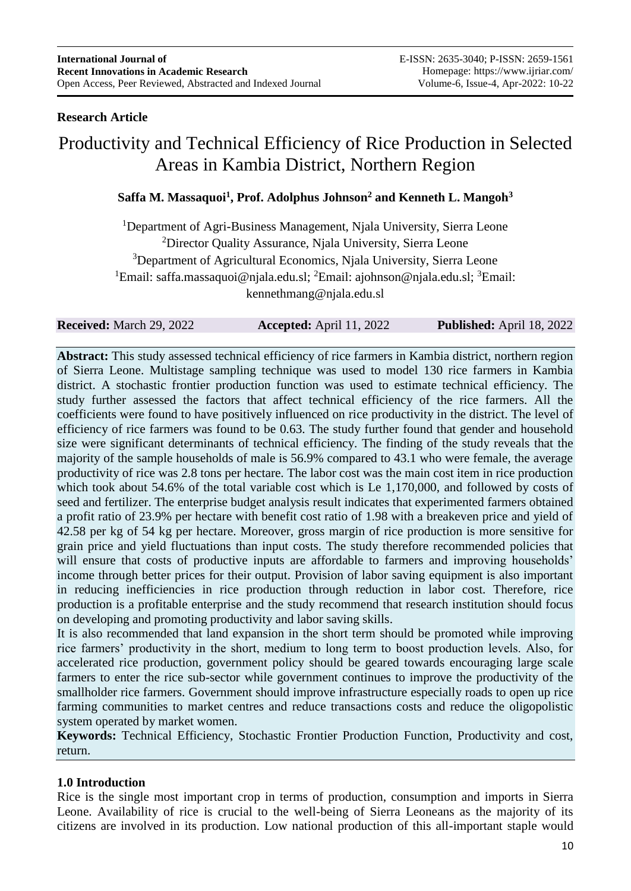**Research Article**

# Productivity and Technical Efficiency of Rice Production in Selected Areas in Kambia District, Northern Region

**Saffa M. Massaquoi[1], Prof. Adolphus Johnson[2] and Kenneth L. Mangoh[3]**

[1]Department of Agri-Business Management, Njala University, Sierra Leone
[2]Director Quality Assurance, Njala University, Sierra Leone
[3]Department of Agricultural Economics, Njala University, Sierra Leone
[1]Email: saffa.massaquoi@njala.edu.sl; [2]Email: ajohnson@njala.edu.sl; [3]Email: kennethmang@njala.edu.sl

**Received:** March 29, 2022 **Accepted:** April 11, 2022 **Published:** April 18, 2022

**Abstract:** This study assessed technical efficiency of rice farmers in Kambia district, northern region of Sierra Leone. Multistage sampling technique was used to model 130 rice farmers in Kambia district. A stochastic frontier production function was used to estimate technical efficiency. The study further assessed the factors that affect technical efficiency of the rice farmers. All the coefficients were found to have positively influenced on rice productivity in the district. The level of efficiency of rice farmers was found to be 0.63. The study further found that gender and household size were significant determinants of technical efficiency. The finding of the study reveals that the majority of the sample households of male is 56.9% compared to 43.1 who were female, the average productivity of rice was 2.8 tons per hectare. The labor cost was the main cost item in rice production which took about 54.6% of the total variable cost which is Le 1,170,000, and followed by costs of seed and fertilizer. The enterprise budget analysis result indicates that experimented farmers obtained a profit ratio of 23.9% per hectare with benefit cost ratio of 1.98 with a breakeven price and yield of 42.58 per kg of 54 kg per hectare. Moreover, gross margin of rice production is more sensitive for grain price and yield fluctuations than input costs. The study therefore recommended policies that will ensure that costs of productive inputs are affordable to farmers and improving households' income through better prices for their output. Provision of labor saving equipment is also important in reducing inefficiencies in rice production through reduction in labor cost. Therefore, rice production is a profitable enterprise and the study recommend that research institution should focus on developing and promoting productivity and labor saving skills.

It is also recommended that land expansion in the short term should be promoted while improving rice farmers' productivity in the short, medium to long term to boost production levels. Also, for accelerated rice production, government policy should be geared towards encouraging large scale farmers to enter the rice sub-sector while government continues to improve the productivity of the smallholder rice farmers. Government should improve infrastructure especially roads to open up rice farming communities to market centres and reduce transactions costs and reduce the oligopolistic system operated by market women.

**Keywords:** Technical Efficiency, Stochastic Frontier Production Function, Productivity and cost, return.

## 1.0 Introduction

Rice is the single most important crop in terms of production, consumption and imports in Sierra Leone. Availability of rice is crucial to the well-being of Sierra Leoneans as the majority of its citizens are involved in its production. Low national production of this all-important staple would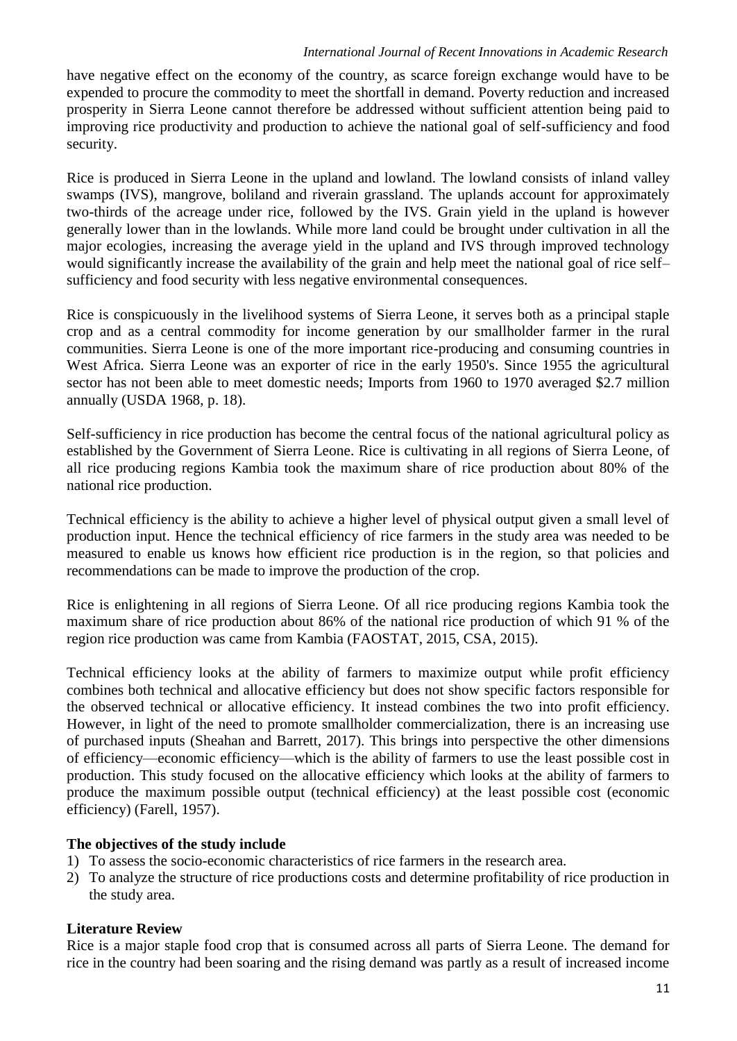have negative effect on the economy of the country, as scarce foreign exchange would have to be expended to procure the commodity to meet the shortfall in demand. Poverty reduction and increased prosperity in Sierra Leone cannot therefore be addressed without sufficient attention being paid to improving rice productivity and production to achieve the national goal of self-sufficiency and food security.

Rice is produced in Sierra Leone in the upland and lowland. The lowland consists of inland valley swamps (IVS), mangrove, boliland and riverain grassland. The uplands account for approximately two-thirds of the acreage under rice, followed by the IVS. Grain yield in the upland is however generally lower than in the lowlands. While more land could be brought under cultivation in all the major ecologies, increasing the average yield in the upland and IVS through improved technology would significantly increase the availability of the grain and help meet the national goal of rice self–sufficiency and food security with less negative environmental consequences.

Rice is conspicuously in the livelihood systems of Sierra Leone, it serves both as a principal staple crop and as a central commodity for income generation by our smallholder farmer in the rural communities. Sierra Leone is one of the more important rice-producing and consuming countries in West Africa. Sierra Leone was an exporter of rice in the early 1950's. Since 1955 the agricultural sector has not been able to meet domestic needs; Imports from 1960 to 1970 averaged $2.7 million annually (USDA 1968, p. 18).

Self-sufficiency in rice production has become the central focus of the national agricultural policy as established by the Government of Sierra Leone. Rice is cultivating in all regions of Sierra Leone, of all rice producing regions Kambia took the maximum share of rice production about 80% of the national rice production.

Technical efficiency is the ability to achieve a higher level of physical output given a small level of production input. Hence the technical efficiency of rice farmers in the study area was needed to be measured to enable us knows how efficient rice production is in the region, so that policies and recommendations can be made to improve the production of the crop.

Rice is enlightening in all regions of Sierra Leone. Of all rice producing regions Kambia took the maximum share of rice production about 86% of the national rice production of which 91 % of the region rice production was came from Kambia (FAOSTAT, 2015, CSA, 2015).

Technical efficiency looks at the ability of farmers to maximize output while profit efficiency combines both technical and allocative efficiency but does not show specific factors responsible for the observed technical or allocative efficiency. It instead combines the two into profit efficiency. However, in light of the need to promote smallholder commercialization, there is an increasing use of purchased inputs (Sheahan and Barrett, 2017). This brings into perspective the other dimensions of efficiency—economic efficiency—which is the ability of farmers to use the least possible cost in production. This study focused on the allocative efficiency which looks at the ability of farmers to produce the maximum possible output (technical efficiency) at the least possible cost (economic efficiency) (Farell, 1957).

**The objectives of the study include**

1) To assess the socio-economic characteristics of rice farmers in the research area.
2) To analyze the structure of rice productions costs and determine profitability of rice production in the study area.

**Literature Review**

Rice is a major staple food crop that is consumed across all parts of Sierra Leone. The demand for rice in the country had been soaring and the rising demand was partly as a result of increased income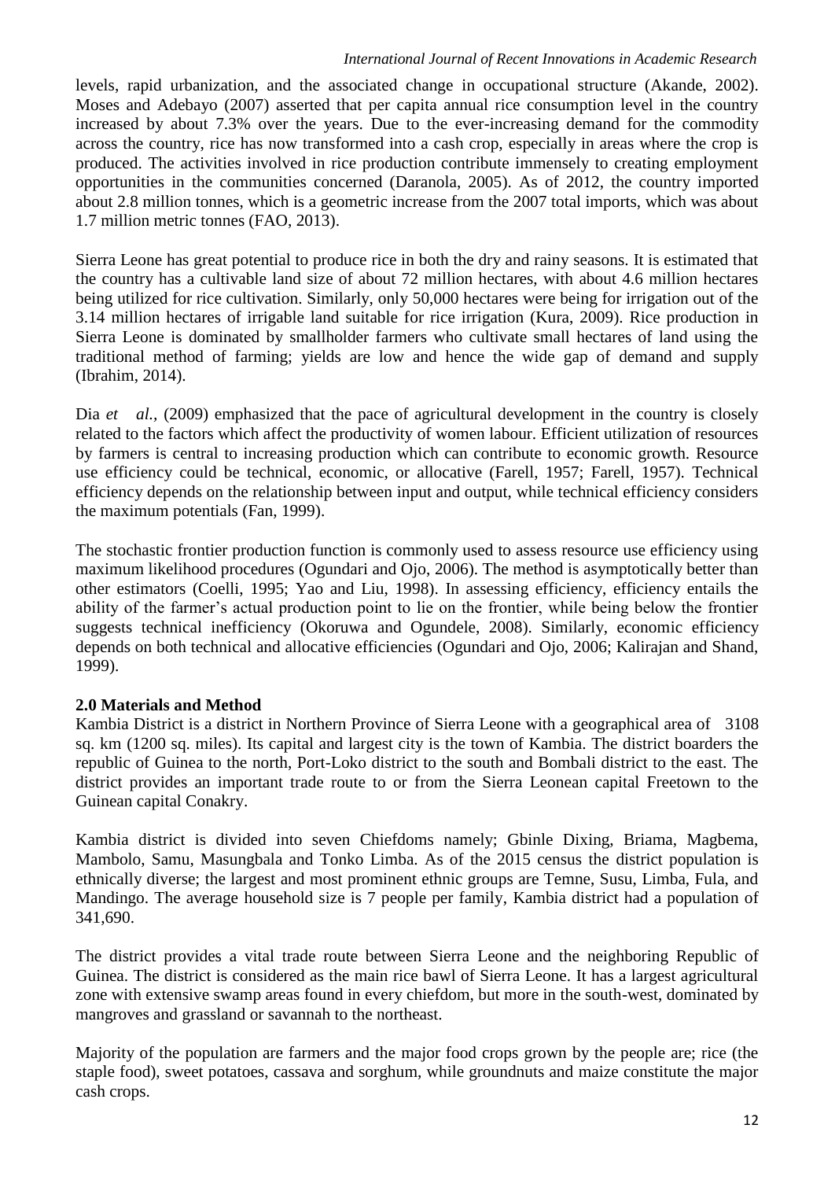levels, rapid urbanization, and the associated change in occupational structure (Akande, 2002). Moses and Adebayo (2007) asserted that per capita annual rice consumption level in the country increased by about 7.3% over the years. Due to the ever-increasing demand for the commodity across the country, rice has now transformed into a cash crop, especially in areas where the crop is produced. The activities involved in rice production contribute immensely to creating employment opportunities in the communities concerned (Daranola, 2005). As of 2012, the country imported about 2.8 million tonnes, which is a geometric increase from the 2007 total imports, which was about 1.7 million metric tonnes (FAO, 2013).

Sierra Leone has great potential to produce rice in both the dry and rainy seasons. It is estimated that the country has a cultivable land size of about 72 million hectares, with about 4.6 million hectares being utilized for rice cultivation. Similarly, only 50,000 hectares were being for irrigation out of the 3.14 million hectares of irrigable land suitable for rice irrigation (Kura, 2009). Rice production in Sierra Leone is dominated by smallholder farmers who cultivate small hectares of land using the traditional method of farming; yields are low and hence the wide gap of demand and supply (Ibrahim, 2014).

Dia *et al.,* (2009) emphasized that the pace of agricultural development in the country is closely related to the factors which affect the productivity of women labour. Efficient utilization of resources by farmers is central to increasing production which can contribute to economic growth. Resource use efficiency could be technical, economic, or allocative (Farell, 1957; Farell, 1957). Technical efficiency depends on the relationship between input and output, while technical efficiency considers the maximum potentials (Fan, 1999).

The stochastic frontier production function is commonly used to assess resource use efficiency using maximum likelihood procedures (Ogundari and Ojo, 2006). The method is asymptotically better than other estimators (Coelli, 1995; Yao and Liu, 1998). In assessing efficiency, efficiency entails the ability of the farmer's actual production point to lie on the frontier, while being below the frontier suggests technical inefficiency (Okoruwa and Ogundele, 2008). Similarly, economic efficiency depends on both technical and allocative efficiencies (Ogundari and Ojo, 2006; Kalirajan and Shand, 1999).

## 2.0 Materials and Method

Kambia District is a district in Northern Province of Sierra Leone with a geographical area of 3108 sq. km (1200 sq. miles). Its capital and largest city is the town of Kambia. The district boarders the republic of Guinea to the north, Port-Loko district to the south and Bombali district to the east. The district provides an important trade route to or from the Sierra Leonean capital Freetown to the Guinean capital Conakry.

Kambia district is divided into seven Chiefdoms namely; Gbinle Dixing, Briama, Magbema, Mambolo, Samu, Masungbala and Tonko Limba. As of the 2015 census the district population is ethnically diverse; the largest and most prominent ethnic groups are Temne, Susu, Limba, Fula, and Mandingo. The average household size is 7 people per family, Kambia district had a population of 341,690.

The district provides a vital trade route between Sierra Leone and the neighboring Republic of Guinea. The district is considered as the main rice bawl of Sierra Leone. It has a largest agricultural zone with extensive swamp areas found in every chiefdom, but more in the south-west, dominated by mangroves and grassland or savannah to the northeast.

Majority of the population are farmers and the major food crops grown by the people are; rice (the staple food), sweet potatoes, cassava and sorghum, while groundnuts and maize constitute the major cash crops.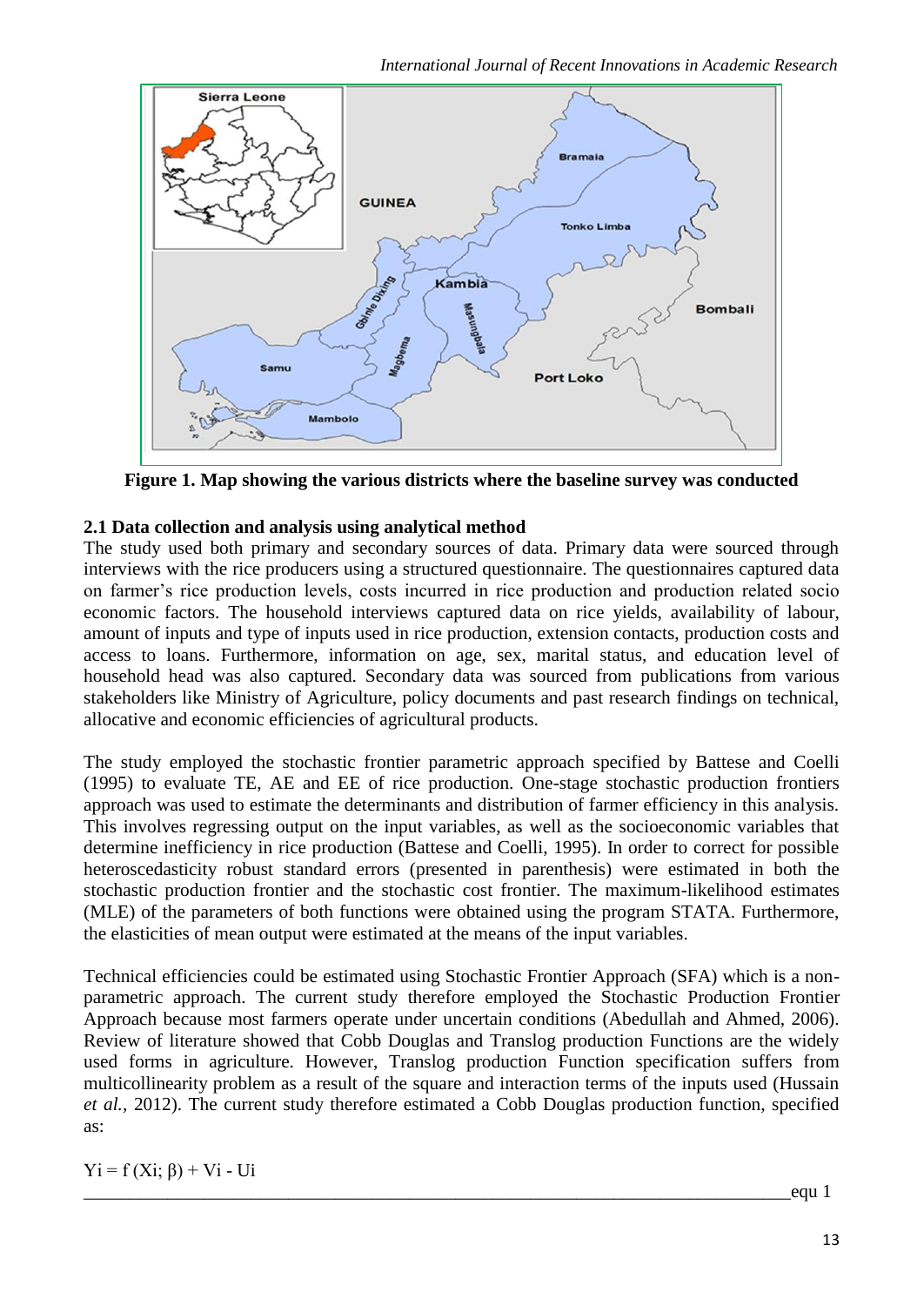Figure 1. Map showing the various districts where the baseline survey was conducted

### 2.1 Data collection and analysis using analytical method

The study used both primary and secondary sources of data. Primary data were sourced through interviews with the rice producers using a structured questionnaire. The questionnaires captured data on farmer's rice production levels, costs incurred in rice production and production related socio economic factors. The household interviews captured data on rice yields, availability of labour, amount of inputs and type of inputs used in rice production, extension contacts, production costs and access to loans. Furthermore, information on age, sex, marital status, and education level of household head was also captured. Secondary data was sourced from publications from various stakeholders like Ministry of Agriculture, policy documents and past research findings on technical, allocative and economic efficiencies of agricultural products.

The study employed the stochastic frontier parametric approach specified by Battese and Coelli (1995) to evaluate TE, AE and EE of rice production. One-stage stochastic production frontiers approach was used to estimate the determinants and distribution of farmer efficiency in this analysis. This involves regressing output on the input variables, as well as the socioeconomic variables that determine inefficiency in rice production (Battese and Coelli, 1995). In order to correct for possible heteroscedasticity robust standard errors (presented in parenthesis) were estimated in both the stochastic production frontier and the stochastic cost frontier. The maximum-likelihood estimates (MLE) of the parameters of both functions were obtained using the program STATA. Furthermore, the elasticities of mean output were estimated at the means of the input variables.

Technical efficiencies could be estimated using Stochastic Frontier Approach (SFA) which is a non-parametric approach. The current study therefore employed the Stochastic Production Frontier Approach because most farmers operate under uncertain conditions (Abedullah and Ahmed, 2006). Review of literature showed that Cobb Douglas and Translog production Functions are the widely used forms in agriculture. However, Translog production Function specification suffers from multicollinearity problem as a result of the square and interaction terms of the inputs used (Hussain *et al.*, 2012). The current study therefore estimated a Cobb Douglas production function, specified as:

$$Y_i = f(X_i; \beta) + V_i - U_i \qquad \text{equ 1}$$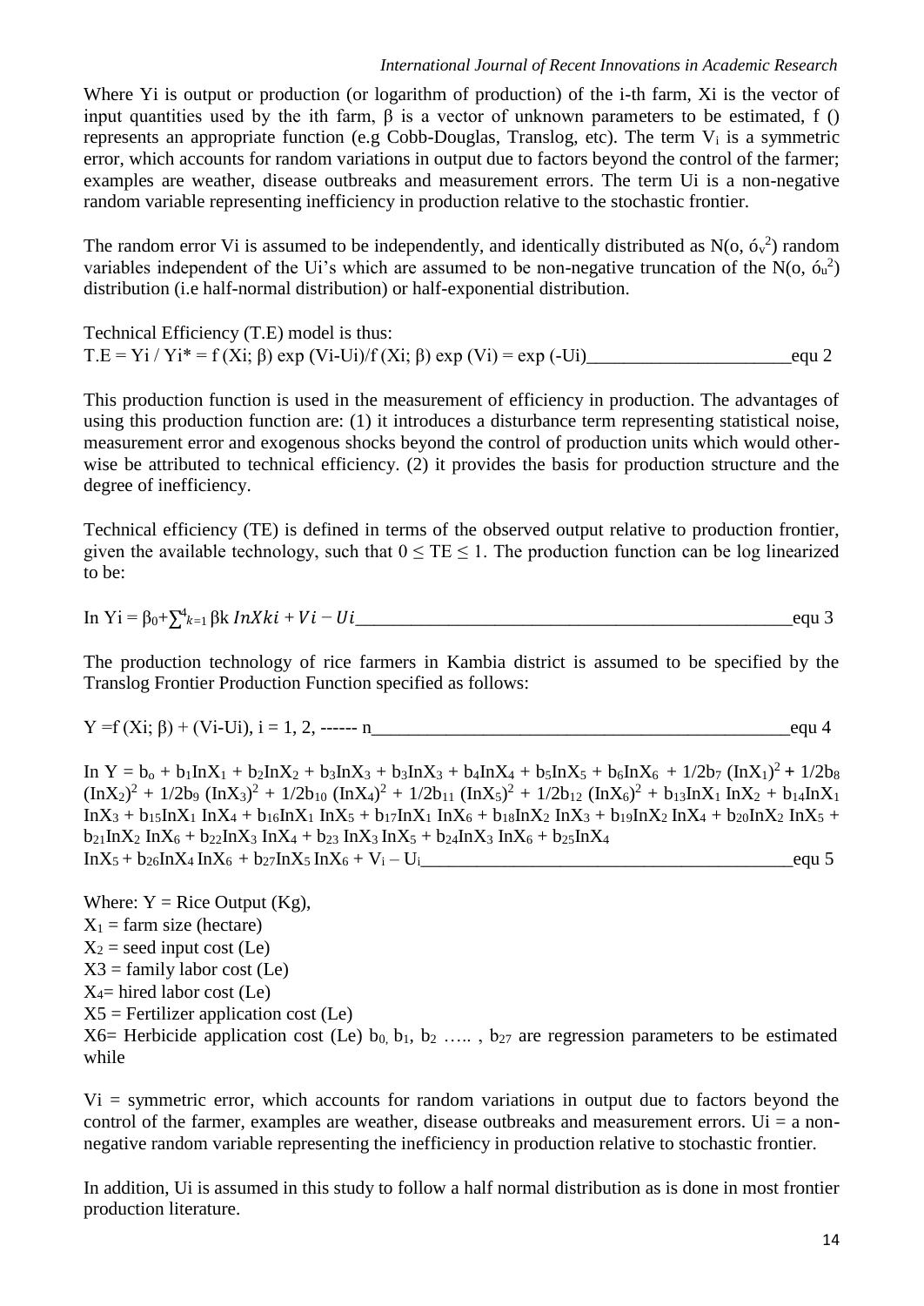Where Yi is output or production (or logarithm of production) of the i-th farm, Xi is the vector of input quantities used by the ith farm, β is a vector of unknown parameters to be estimated, f () represents an appropriate function (e.g Cobb-Douglas, Translog, etc). The term $V_i$ is a symmetric error, which accounts for random variations in output due to factors beyond the control of the farmer; examples are weather, disease outbreaks and measurement errors. The term Ui is a non-negative random variable representing inefficiency in production relative to the stochastic frontier.

The random error Vi is assumed to be independently, and identically distributed as $N(o, \acute{o}_v^2)$ random variables independent of the Ui's which are assumed to be non-negative truncation of the $N(o, \acute{o}_u^2)$ distribution (i.e half-normal distribution) or half-exponential distribution.

Technical Efficiency (T.E) model is thus:

$$T.E = Yi / Yi^* = f (Xi; \beta) \exp (Vi-Ui)/f (Xi; \beta) \exp (Vi) = \exp (-Ui) \qquad \text{equ 2}$$

This production function is used in the measurement of efficiency in production. The advantages of using this production function are: (1) it introduces a disturbance term representing statistical noise, measurement error and exogenous shocks beyond the control of production units which would otherwise be attributed to technical efficiency. (2) it provides the basis for production structure and the degree of inefficiency.

Technical efficiency (TE) is defined in terms of the observed output relative to production frontier, given the available technology, such that $0 \leq TE \leq 1$. The production function can be log linearized to be:

$$\ln Yi = \beta_0 + \sum_{k=1}^{4} \beta k \ln Xki + Vi - Ui \qquad \text{equ 3}$$

The production technology of rice farmers in Kambia district is assumed to be specified by the Translog Frontier Production Function specified as follows:

$$Y = f (Xi; \beta) + (Vi-Ui), i = 1, 2, \text{------} n \qquad \text{equ 4}$$

$$\ln Y = b_o + b_1 \ln X_1 + b_2 \ln X_2 + b_3 \ln X_3 + b_3 \ln X_3 + b_4 \ln X_4 + b_5 \ln X_5 + b_6 \ln X_6 + 1/2 b_7 (\ln X_1)^2 + 1/2 b_8 (\ln X_2)^2 + 1/2 b_9 (\ln X_3)^2 + 1/2 b_{10} (\ln X_4)^2 + 1/2 b_{11} (\ln X_5)^2 + 1/2 b_{12} (\ln X_6)^2 + b_{13} \ln X_1 \ln X_2 + b_{14} \ln X_1 \ln X_3 + b_{15} \ln X_1 \ln X_4 + b_{16} \ln X_1 \ln X_5 + b_{17} \ln X_1 \ln X_6 + b_{18} \ln X_2 \ln X_3 + b_{19} \ln X_2 \ln X_4 + b_{20} \ln X_2 \ln X_5 + b_{21} \ln X_2 \ln X_6 + b_{22} \ln X_3 \ln X_4 + b_{23} \ln X_3 \ln X_5 + b_{24} \ln X_3 \ln X_6 + b_{25} \ln X_4 \ln X_5 + b_{26} \ln X_4 \ln X_6 + b_{27} \ln X_5 \ln X_6 + V_i - U_i \qquad \text{equ 5}$$

Where: Y = Rice Output (Kg),
$X_1$ = farm size (hectare)
$X_2$ = seed input cost (Le)
X3 = family labor cost (Le)
$X_4$= hired labor cost (Le)
X5 = Fertilizer application cost (Le)
X6= Herbicide application cost (Le) $b_0, b_1, b_2 \ldots, b_{27}$ are regression parameters to be estimated while

Vi = symmetric error, which accounts for random variations in output due to factors beyond the control of the farmer, examples are weather, disease outbreaks and measurement errors. Ui = a non-negative random variable representing the inefficiency in production relative to stochastic frontier.

In addition, Ui is assumed in this study to follow a half normal distribution as is done in most frontier production literature.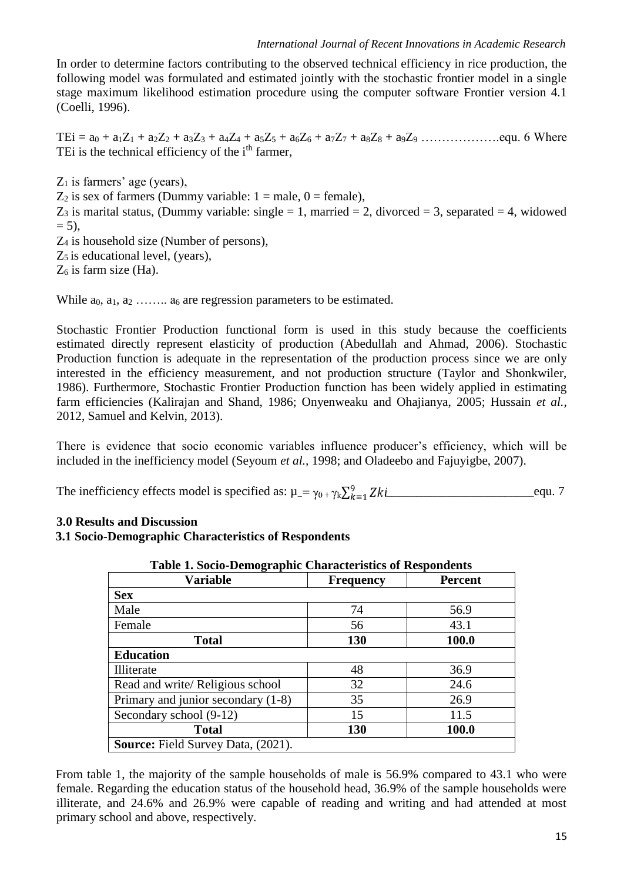In order to determine factors contributing to the observed technical efficiency in rice production, the following model was formulated and estimated jointly with the stochastic frontier model in a single stage maximum likelihood estimation procedure using the computer software Frontier version 4.1 (Coelli, 1996).

$TEi = a_0 + a_1Z_1 + a_2Z_2 + a_3Z_3 + a_4Z_4 + a_5Z_5 + a_6Z_6 + a_7Z_7 + a_8Z_8 + a_9Z_9$ ……………….equ. 6 Where TEi is the technical efficiency of the $i^{th}$ farmer,

$Z_1$ is farmers' age (years),
$Z_2$ is sex of farmers (Dummy variable: 1 = male, 0 = female),
$Z_3$ is marital status, (Dummy variable: single = 1, married = 2, divorced = 3, separated = 4, widowed = 5),
$Z_4$ is household size (Number of persons),
$Z_5$ is educational level, (years),
$Z_6$ is farm size (Ha).

While $a_0$, $a_1$, $a_2$ …….. $a_6$ are regression parameters to be estimated.

Stochastic Frontier Production functional form is used in this study because the coefficients estimated directly represent elasticity of production (Abedullah and Ahmad, 2006). Stochastic Production function is adequate in the representation of the production process since we are only interested in the efficiency measurement, and not production structure (Taylor and Shonkwiler, 1986). Furthermore, Stochastic Frontier Production function has been widely applied in estimating farm efficiencies (Kalirajan and Shand, 1986; Onyenweaku and Ohajianya, 2005; Hussain *et al.*, 2012, Samuel and Kelvin, 2013).

There is evidence that socio economic variables influence producer's efficiency, which will be included in the inefficiency model (Seyoum *et al.*, 1998; and Oladeebo and Fajuyigbe, 2007).

The inefficiency effects model is specified as: $\mu\_ = \gamma_0 + \gamma_k\sum_{k=1}^{9} Zki$ \_\_\_\_\_\_\_\_\_\_\_\_\_\_\_\_\_\_\_\_\_\_\_equ. 7

### 3.0 Results and Discussion

### 3.1 Socio-Demographic Characteristics of Respondents

**Table 1. Socio-Demographic Characteristics of Respondents**

| Variable | Frequency | Percent |
|---|---|---|
| **Sex** | | |
| Male | 74 | 56.9 |
| Female | 56 | 43.1 |
| **Total** | **130** | **100.0** |
| **Education** | | |
| Illiterate | 48 | 36.9 |
| Read and write/ Religious school | 32 | 24.6 |
| Primary and junior secondary (1-8) | 35 | 26.9 |
| Secondary school (9-12) | 15 | 11.5 |
| **Total** | **130** | **100.0** |
| **Source:** Field Survey Data, (2021). | | |

From table 1, the majority of the sample households of male is 56.9% compared to 43.1 who were female. Regarding the education status of the household head, 36.9% of the sample households were illiterate, and 24.6% and 26.9% were capable of reading and writing and had attended at most primary school and above, respectively.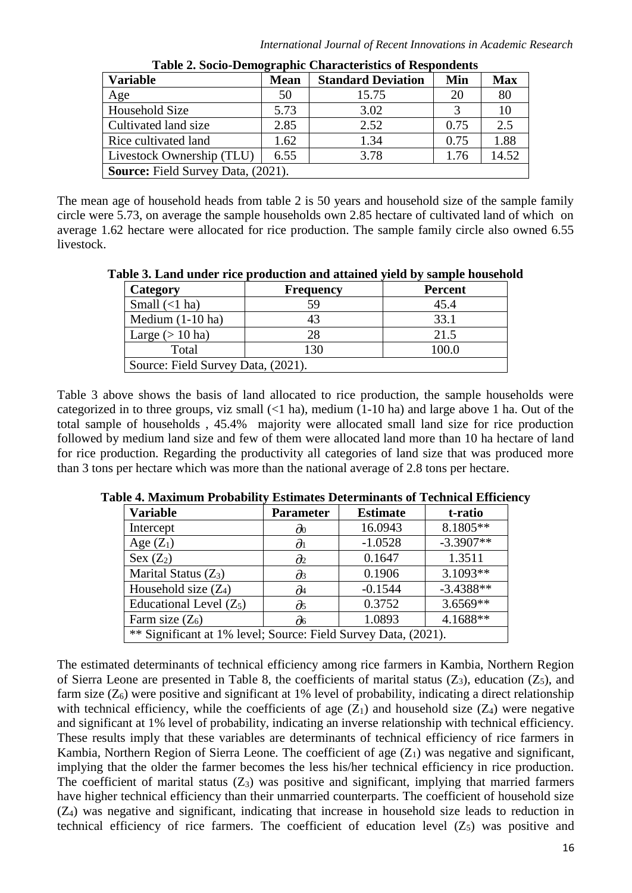**Table 2. Socio-Demographic Characteristics of Respondents**

| Variable | Mean | Standard Deviation | Min | Max |
|---|---|---|---|---|
| Age | 50 | 15.75 | 20 | 80 |
| Household Size | 5.73 | 3.02 | 3 | 10 |
| Cultivated land size | 2.85 | 2.52 | 0.75 | 2.5 |
| Rice cultivated land | 1.62 | 1.34 | 0.75 | 1.88 |
| Livestock Ownership (TLU) | 6.55 | 3.78 | 1.76 | 14.52 |
| **Source:** Field Survey Data, (2021). | | | | |

The mean age of household heads from table 2 is 50 years and household size of the sample family circle were 5.73, on average the sample households own 2.85 hectare of cultivated land of which on average 1.62 hectare were allocated for rice production. The sample family circle also owned 6.55 livestock.

**Table 3. Land under rice production and attained yield by sample household**

| Category | Frequency | Percent |
|---|---|---|
| Small (<1 ha) | 59 | 45.4 |
| Medium (1-10 ha) | 43 | 33.1 |
| Large (> 10 ha) | 28 | 21.5 |
| Total | 130 | 100.0 |
| Source: Field Survey Data, (2021). | | |

Table 3 above shows the basis of land allocated to rice production, the sample households were categorized in to three groups, viz small (<1 ha), medium (1-10 ha) and large above 1 ha. Out of the total sample of households , 45.4% majority were allocated small land size for rice production followed by medium land size and few of them were allocated land more than 10 ha hectare of land for rice production. Regarding the productivity all categories of land size that was produced more than 3 tons per hectare which was more than the national average of 2.8 tons per hectare.

**Table 4. Maximum Probability Estimates Determinants of Technical Efficiency**

| Variable | Parameter | Estimate | t-ratio |
|---|---|---|---|
| Intercept | $\partial_0$ | 16.0943 | 8.1805** |
| Age ($Z_1$) | $\partial_1$ | -1.0528 | -3.3907** |
| Sex ($Z_2$) | $\partial_2$ | 0.1647 | 1.3511 |
| Marital Status ($Z_3$) | $\partial_3$ | 0.1906 | 3.1093** |
| Household size ($Z_4$) | $\partial_4$ | -0.1544 | -3.4388** |
| Educational Level ($Z_5$) | $\partial_5$ | 0.3752 | 3.6569** |
| Farm size ($Z_6$) | $\partial_6$ | 1.0893 | 4.1688** |
| ** Significant at 1% level; Source: Field Survey Data, (2021). | | | |

The estimated determinants of technical efficiency among rice farmers in Kambia, Northern Region of Sierra Leone are presented in Table 8, the coefficients of marital status ($Z_3$), education ($Z_5$), and farm size ($Z_6$) were positive and significant at 1% level of probability, indicating a direct relationship with technical efficiency, while the coefficients of age ($Z_1$) and household size ($Z_4$) were negative and significant at 1% level of probability, indicating an inverse relationship with technical efficiency. These results imply that these variables are determinants of technical efficiency of rice farmers in Kambia, Northern Region of Sierra Leone. The coefficient of age ($Z_1$) was negative and significant, implying that the older the farmer becomes the less his/her technical efficiency in rice production. The coefficient of marital status ($Z_3$) was positive and significant, implying that married farmers have higher technical efficiency than their unmarried counterparts. The coefficient of household size ($Z_4$) was negative and significant, indicating that increase in household size leads to reduction in technical efficiency of rice farmers. The coefficient of education level ($Z_5$) was positive and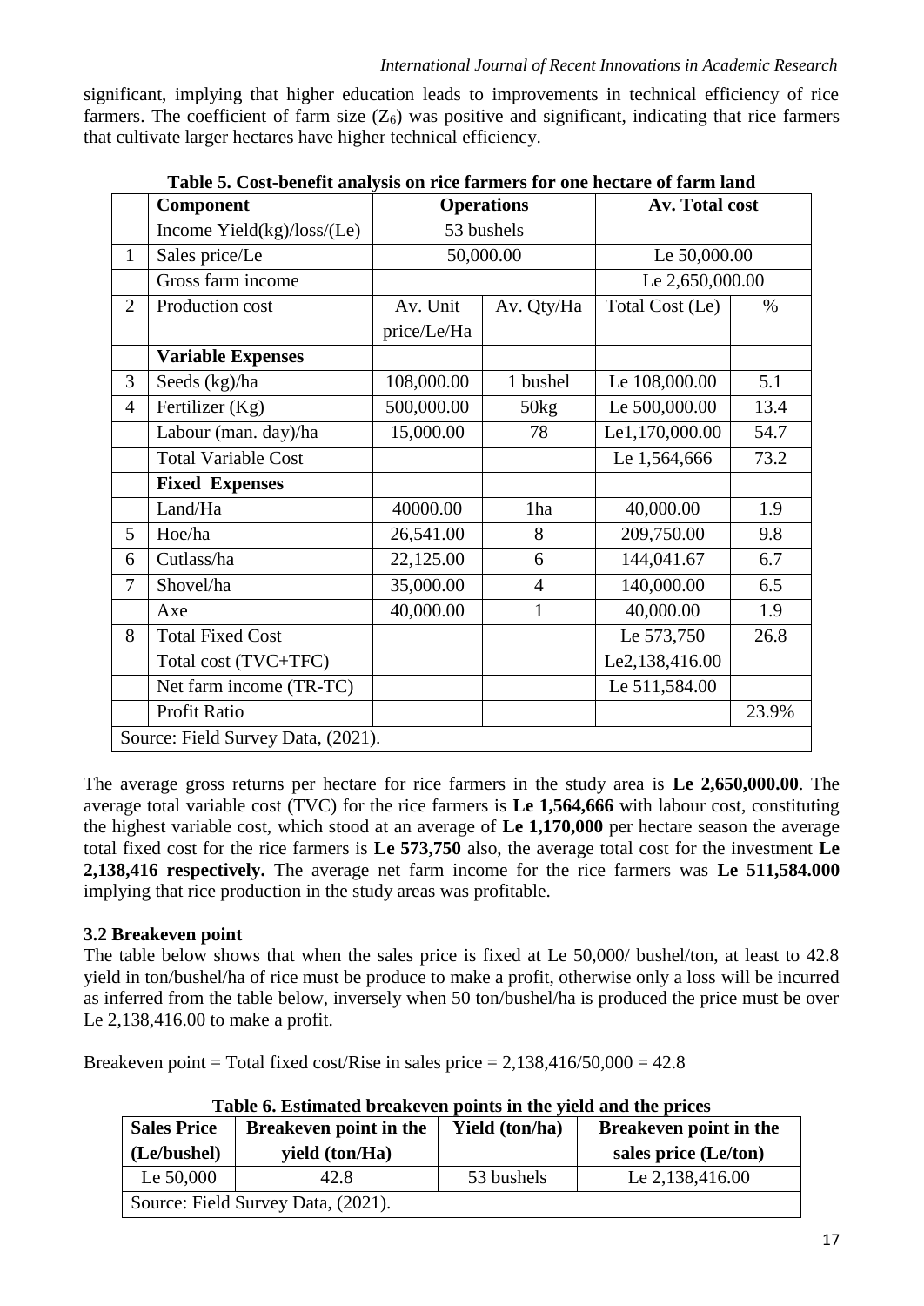significant, implying that higher education leads to improvements in technical efficiency of rice farmers. The coefficient of farm size ($Z_6$) was positive and significant, indicating that rice farmers that cultivate larger hectares have higher technical efficiency.

**Table 5. Cost-benefit analysis on rice farmers for one hectare of farm land**

| | Component | Operations | | Av. Total cost | |
|---|---|---|---|---|---|
| | Income Yield(kg)/loss/(Le) | 53 bushels | | | |
| 1 | Sales price/Le | 50,000.00 | | Le 50,000.00 | |
| | Gross farm income | | | Le 2,650,000.00 | |
| 2 | Production cost | Av. Unit price/Le/Ha | Av. Qty/Ha | Total Cost (Le) | % |
| | **Variable Expenses** | | | | |
| 3 | Seeds (kg)/ha | 108,000.00 | 1 bushel | Le 108,000.00 | 5.1 |
| 4 | Fertilizer (Kg) | 500,000.00 | 50kg | Le 500,000.00 | 13.4 |
| | Labour (man. day)/ha | 15,000.00 | 78 | Le1,170,000.00 | 54.7 |
| | Total Variable Cost | | | Le 1,564,666 | 73.2 |
| | **Fixed Expenses** | | | | |
| | Land/Ha | 40000.00 | 1ha | 40,000.00 | 1.9 |
| 5 | Hoe/ha | 26,541.00 | 8 | 209,750.00 | 9.8 |
| 6 | Cutlass/ha | 22,125.00 | 6 | 144,041.67 | 6.7 |
| 7 | Shovel/ha | 35,000.00 | 4 | 140,000.00 | 6.5 |
| | Axe | 40,000.00 | 1 | 40,000.00 | 1.9 |
| 8 | Total Fixed Cost | | | Le 573,750 | 26.8 |
| | Total cost (TVC+TFC) | | | Le2,138,416.00 | |
| | Net farm income (TR-TC) | | | Le 511,584.00 | |
| | Profit Ratio | | | | 23.9% |
| Source: Field Survey Data, (2021). | | | | | |

The average gross returns per hectare for rice farmers in the study area is **Le 2,650,000.00**. The average total variable cost (TVC) for the rice farmers is **Le 1,564,666** with labour cost, constituting the highest variable cost, which stood at an average of **Le 1,170,000** per hectare season the average total fixed cost for the rice farmers is **Le 573,750** also, the average total cost for the investment **Le 2,138,416 respectively.** The average net farm income for the rice farmers was **Le 511,584.000** implying that rice production in the study areas was profitable.

### 3.2 Breakeven point

The table below shows that when the sales price is fixed at Le 50,000/ bushel/ton, at least to 42.8 yield in ton/bushel/ha of rice must be produce to make a profit, otherwise only a loss will be incurred as inferred from the table below, inversely when 50 ton/bushel/ha is produced the price must be over Le 2,138,416.00 to make a profit.

Breakeven point = Total fixed cost/Rise in sales price = 2,138,416/50,000 = 42.8

**Table 6. Estimated breakeven points in the yield and the prices**

| Sales Price (Le/bushel) | Breakeven point in the yield (ton/Ha) | Yield (ton/ha) | Breakeven point in the sales price (Le/ton) |
|---|---|---|---|
| Le 50,000 | 42.8 | 53 bushels | Le 2,138,416.00 |
| Source: Field Survey Data, (2021). | | | |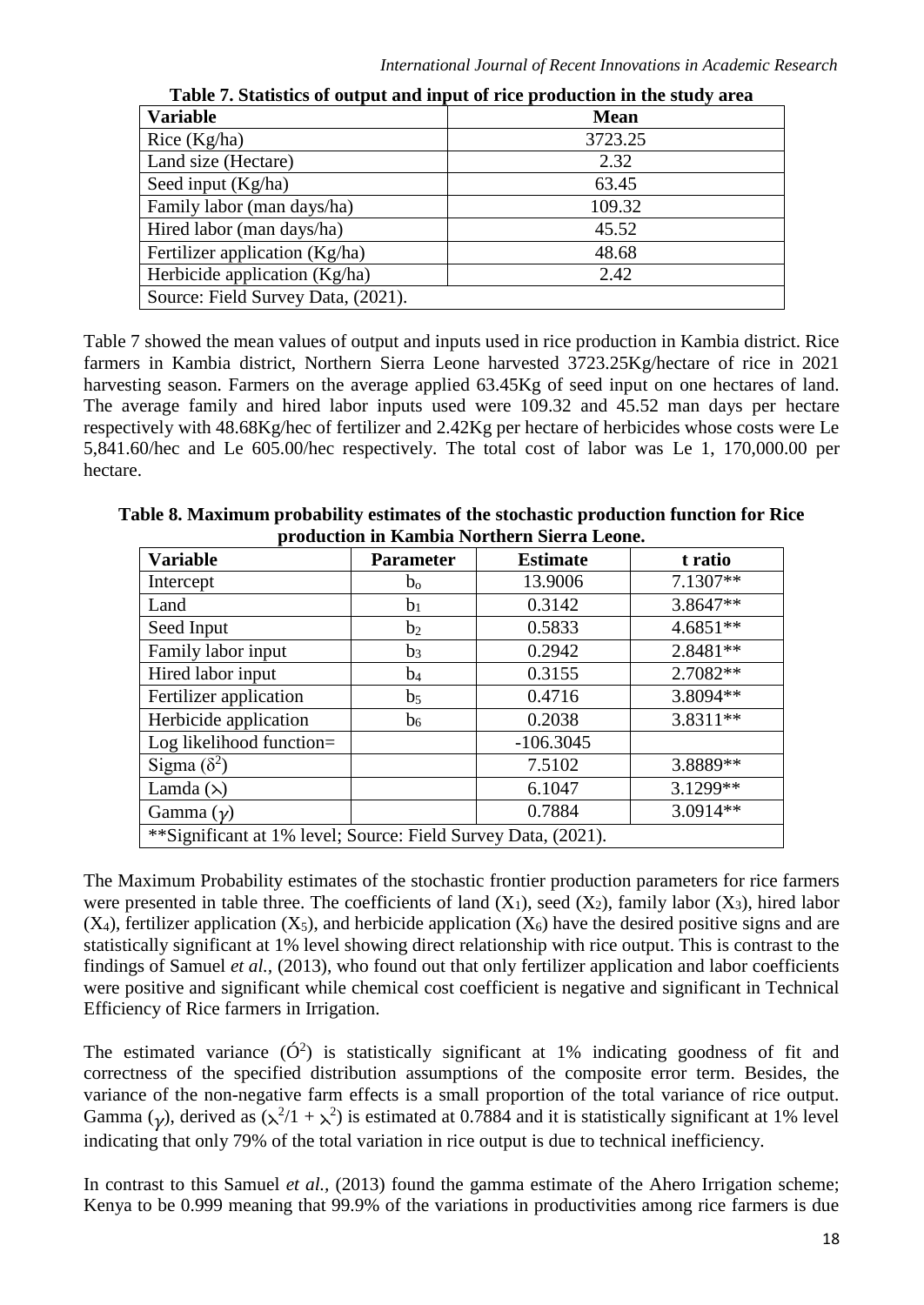**Table 7. Statistics of output and input of rice production in the study area**

| Variable | Mean |
|---|---|
| Rice (Kg/ha) | 3723.25 |
| Land size (Hectare) | 2.32 |
| Seed input (Kg/ha) | 63.45 |
| Family labor (man days/ha) | 109.32 |
| Hired labor (man days/ha) | 45.52 |
| Fertilizer application (Kg/ha) | 48.68 |
| Herbicide application (Kg/ha) | 2.42 |
| Source: Field Survey Data, (2021). | |

Table 7 showed the mean values of output and inputs used in rice production in Kambia district. Rice farmers in Kambia district, Northern Sierra Leone harvested 3723.25Kg/hectare of rice in 2021 harvesting season. Farmers on the average applied 63.45Kg of seed input on one hectares of land. The average family and hired labor inputs used were 109.32 and 45.52 man days per hectare respectively with 48.68Kg/hec of fertilizer and 2.42Kg per hectare of herbicides whose costs were Le 5,841.60/hec and Le 605.00/hec respectively. The total cost of labor was Le 1, 170,000.00 per hectare.

**Table 8. Maximum probability estimates of the stochastic production function for Rice production in Kambia Northern Sierra Leone.**

| Variable | Parameter | Estimate | t ratio |
|---|---|---|---|
| Intercept | $b_o$ | 13.9006 | 7.1307** |
| Land | $b_1$ | 0.3142 | 3.8647** |
| Seed Input | $b_2$ | 0.5833 | 4.6851** |
| Family labor input | $b_3$ | 0.2942 | 2.8481** |
| Hired labor input | $b_4$ | 0.3155 | 2.7082** |
| Fertilizer application | $b_5$ | 0.4716 | 3.8094** |
| Herbicide application | $b_6$ | 0.2038 | 3.8311** |
| Log likelihood function= | | -106.3045 | |
| Sigma ($\delta^2$) | | 7.5102 | 3.8889** |
| Lamda ($\lambda$) | | 6.1047 | 3.1299** |
| Gamma ($\gamma$) | | 0.7884 | 3.0914** |
| **Significant at 1% level; Source: Field Survey Data, (2021). | | | |

The Maximum Probability estimates of the stochastic frontier production parameters for rice farmers were presented in table three. The coefficients of land ($X_1$), seed ($X_2$), family labor ($X_3$), hired labor ($X_4$), fertilizer application ($X_5$), and herbicide application ($X_6$) have the desired positive signs and are statistically significant at 1% level showing direct relationship with rice output. This is contrast to the findings of Samuel *et al.*, (2013), who found out that only fertilizer application and labor coefficients were positive and significant while chemical cost coefficient is negative and significant in Technical Efficiency of Rice farmers in Irrigation.

The estimated variance ($Ó^2$) is statistically significant at 1% indicating goodness of fit and correctness of the specified distribution assumptions of the composite error term. Besides, the variance of the non-negative farm effects is a small proportion of the total variance of rice output. Gamma ($\gamma$), derived as ($\lambda^2/1 + \lambda^2$) is estimated at 0.7884 and it is statistically significant at 1% level indicating that only 79% of the total variation in rice output is due to technical inefficiency.

In contrast to this Samuel *et al.,* (2013) found the gamma estimate of the Ahero Irrigation scheme; Kenya to be 0.999 meaning that 99.9% of the variations in productivities among rice farmers is due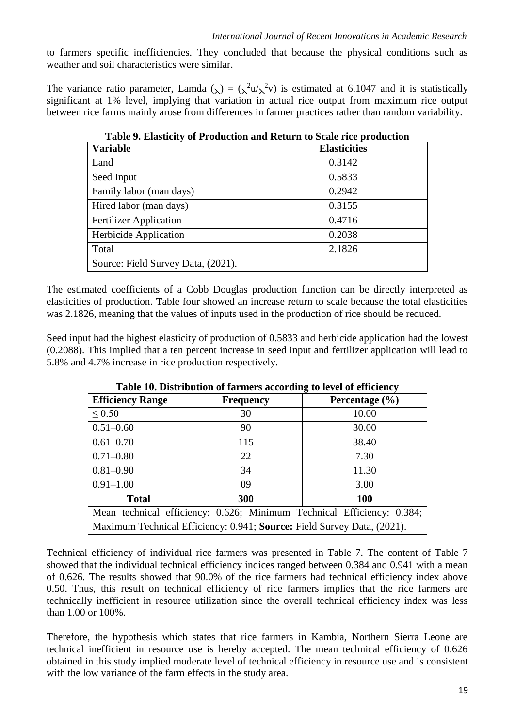to farmers specific inefficiencies. They concluded that because the physical conditions such as weather and soil characteristics were similar.

The variance ratio parameter, Lamda ($\lambda$) = ($\lambda^2 u/\lambda^2 v$) is estimated at 6.1047 and it is statistically significant at 1% level, implying that variation in actual rice output from maximum rice output between rice farms mainly arose from differences in farmer practices rather than random variability.

**Table 9. Elasticity of Production and Return to Scale rice production**

| Variable | Elasticities |
|---|---|
| Land | 0.3142 |
| Seed Input | 0.5833 |
| Family labor (man days) | 0.2942 |
| Hired labor (man days) | 0.3155 |
| Fertilizer Application | 0.4716 |
| Herbicide Application | 0.2038 |
| Total | 2.1826 |
| Source: Field Survey Data, (2021). | |

The estimated coefficients of a Cobb Douglas production function can be directly interpreted as elasticities of production. Table four showed an increase return to scale because the total elasticities was 2.1826, meaning that the values of inputs used in the production of rice should be reduced.

Seed input had the highest elasticity of production of 0.5833 and herbicide application had the lowest (0.2088). This implied that a ten percent increase in seed input and fertilizer application will lead to 5.8% and 4.7% increase in rice production respectively.

**Table 10. Distribution of farmers according to level of efficiency**

| Efficiency Range | Frequency | Percentage (%) |
|---|---|---|
| ≤ 0.50 | 30 | 10.00 |
| 0.51–0.60 | 90 | 30.00 |
| 0.61–0.70 | 115 | 38.40 |
| 0.71–0.80 | 22 | 7.30 |
| 0.81–0.90 | 34 | 11.30 |
| 0.91–1.00 | 09 | 3.00 |
| **Total** | **300** | **100** |
| Mean technical efficiency: 0.626; Minimum Technical Efficiency: 0.384; Maximum Technical Efficiency: 0.941; **Source:** Field Survey Data, (2021). | | |

Technical efficiency of individual rice farmers was presented in Table 7. The content of Table 7 showed that the individual technical efficiency indices ranged between 0.384 and 0.941 with a mean of 0.626. The results showed that 90.0% of the rice farmers had technical efficiency index above 0.50. Thus, this result on technical efficiency of rice farmers implies that the rice farmers are technically inefficient in resource utilization since the overall technical efficiency index was less than 1.00 or 100%.

Therefore, the hypothesis which states that rice farmers in Kambia, Northern Sierra Leone are technical inefficient in resource use is hereby accepted. The mean technical efficiency of 0.626 obtained in this study implied moderate level of technical efficiency in resource use and is consistent with the low variance of the farm effects in the study area.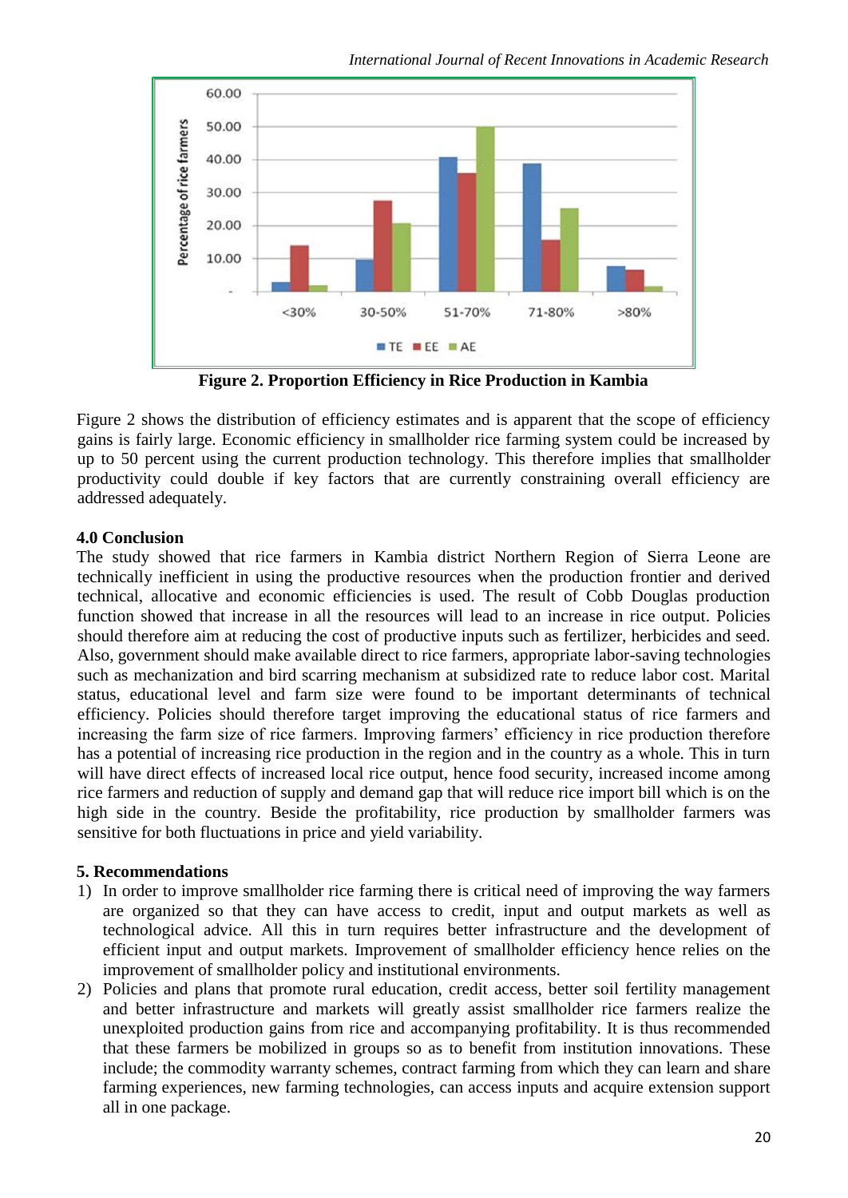**Figure 2. Proportion Efficiency in Rice Production in Kambia**

Figure 2 shows the distribution of efficiency estimates and is apparent that the scope of efficiency gains is fairly large. Economic efficiency in smallholder rice farming system could be increased by up to 50 percent using the current production technology. This therefore implies that smallholder productivity could double if key factors that are currently constraining overall efficiency are addressed adequately.

### 4.0 Conclusion

The study showed that rice farmers in Kambia district Northern Region of Sierra Leone are technically inefficient in using the productive resources when the production frontier and derived technical, allocative and economic efficiencies is used. The result of Cobb Douglas production function showed that increase in all the resources will lead to an increase in rice output. Policies should therefore aim at reducing the cost of productive inputs such as fertilizer, herbicides and seed. Also, government should make available direct to rice farmers, appropriate labor-saving technologies such as mechanization and bird scarring mechanism at subsidized rate to reduce labor cost. Marital status, educational level and farm size were found to be important determinants of technical efficiency. Policies should therefore target improving the educational status of rice farmers and increasing the farm size of rice farmers. Improving farmers' efficiency in rice production therefore has a potential of increasing rice production in the region and in the country as a whole. This in turn will have direct effects of increased local rice output, hence food security, increased income among rice farmers and reduction of supply and demand gap that will reduce rice import bill which is on the high side in the country. Beside the profitability, rice production by smallholder farmers was sensitive for both fluctuations in price and yield variability.

### 5. Recommendations

1) In order to improve smallholder rice farming there is critical need of improving the way farmers are organized so that they can have access to credit, input and output markets as well as technological advice. All this in turn requires better infrastructure and the development of efficient input and output markets. Improvement of smallholder efficiency hence relies on the improvement of smallholder policy and institutional environments.
2) Policies and plans that promote rural education, credit access, better soil fertility management and better infrastructure and markets will greatly assist smallholder rice farmers realize the unexploited production gains from rice and accompanying profitability. It is thus recommended that these farmers be mobilized in groups so as to benefit from institution innovations. These include; the commodity warranty schemes, contract farming from which they can learn and share farming experiences, new farming technologies, can access inputs and acquire extension support all in one package.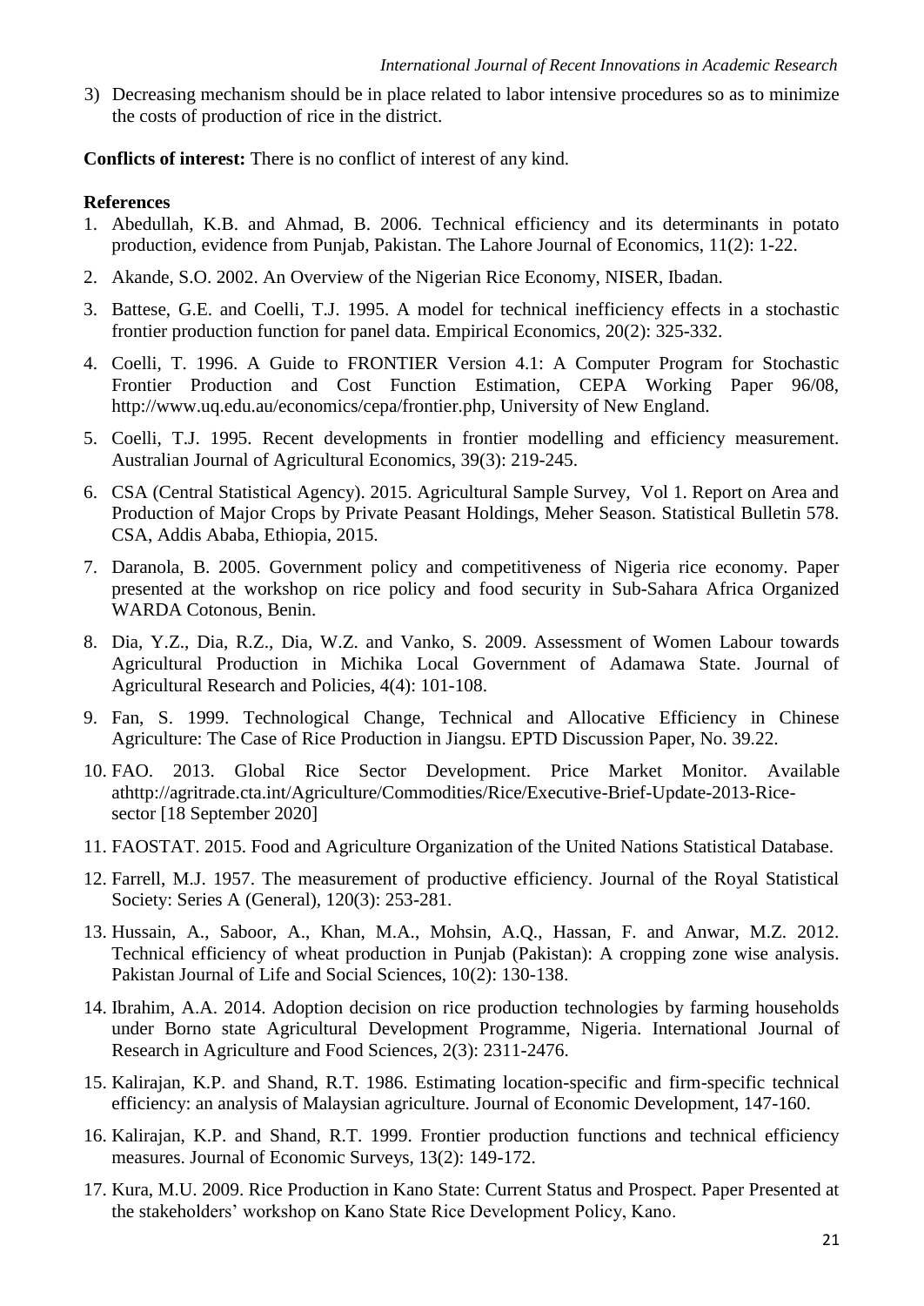3) Decreasing mechanism should be in place related to labor intensive procedures so as to minimize the costs of production of rice in the district.

**Conflicts of interest:** There is no conflict of interest of any kind.

**References**

1. Abedullah, K.B. and Ahmad, B. 2006. Technical efficiency and its determinants in potato production, evidence from Punjab, Pakistan. The Lahore Journal of Economics, 11(2): 1-22.
2. Akande, S.O. 2002. An Overview of the Nigerian Rice Economy, NISER, Ibadan.
3. Battese, G.E. and Coelli, T.J. 1995. A model for technical inefficiency effects in a stochastic frontier production function for panel data. Empirical Economics, 20(2): 325-332.
4. Coelli, T. 1996. A Guide to FRONTIER Version 4.1: A Computer Program for Stochastic Frontier Production and Cost Function Estimation, CEPA Working Paper 96/08, http://www.uq.edu.au/economics/cepa/frontier.php, University of New England.
5. Coelli, T.J. 1995. Recent developments in frontier modelling and efficiency measurement. Australian Journal of Agricultural Economics, 39(3): 219-245.
6. CSA (Central Statistical Agency). 2015. Agricultural Sample Survey, Vol 1. Report on Area and Production of Major Crops by Private Peasant Holdings, Meher Season. Statistical Bulletin 578. CSA, Addis Ababa, Ethiopia, 2015.
7. Daranola, B. 2005. Government policy and competitiveness of Nigeria rice economy. Paper presented at the workshop on rice policy and food security in Sub-Sahara Africa Organized WARDA Cotonous, Benin.
8. Dia, Y.Z., Dia, R.Z., Dia, W.Z. and Vanko, S. 2009. Assessment of Women Labour towards Agricultural Production in Michika Local Government of Adamawa State. Journal of Agricultural Research and Policies, 4(4): 101-108.
9. Fan, S. 1999. Technological Change, Technical and Allocative Efficiency in Chinese Agriculture: The Case of Rice Production in Jiangsu. EPTD Discussion Paper, No. 39.22.
10. FAO. 2013. Global Rice Sector Development. Price Market Monitor. Available athttp://agritrade.cta.int/Agriculture/Commodities/Rice/Executive-Brief-Update-2013-Rice-sector [18 September 2020]
11. FAOSTAT. 2015. Food and Agriculture Organization of the United Nations Statistical Database.
12. Farrell, M.J. 1957. The measurement of productive efficiency. Journal of the Royal Statistical Society: Series A (General), 120(3): 253-281.
13. Hussain, A., Saboor, A., Khan, M.A., Mohsin, A.Q., Hassan, F. and Anwar, M.Z. 2012. Technical efficiency of wheat production in Punjab (Pakistan): A cropping zone wise analysis. Pakistan Journal of Life and Social Sciences, 10(2): 130-138.
14. Ibrahim, A.A. 2014. Adoption decision on rice production technologies by farming households under Borno state Agricultural Development Programme, Nigeria. International Journal of Research in Agriculture and Food Sciences, 2(3): 2311-2476.
15. Kalirajan, K.P. and Shand, R.T. 1986. Estimating location-specific and firm-specific technical efficiency: an analysis of Malaysian agriculture. Journal of Economic Development, 147-160.
16. Kalirajan, K.P. and Shand, R.T. 1999. Frontier production functions and technical efficiency measures. Journal of Economic Surveys, 13(2): 149-172.
17. Kura, M.U. 2009. Rice Production in Kano State: Current Status and Prospect. Paper Presented at the stakeholders' workshop on Kano State Rice Development Policy, Kano.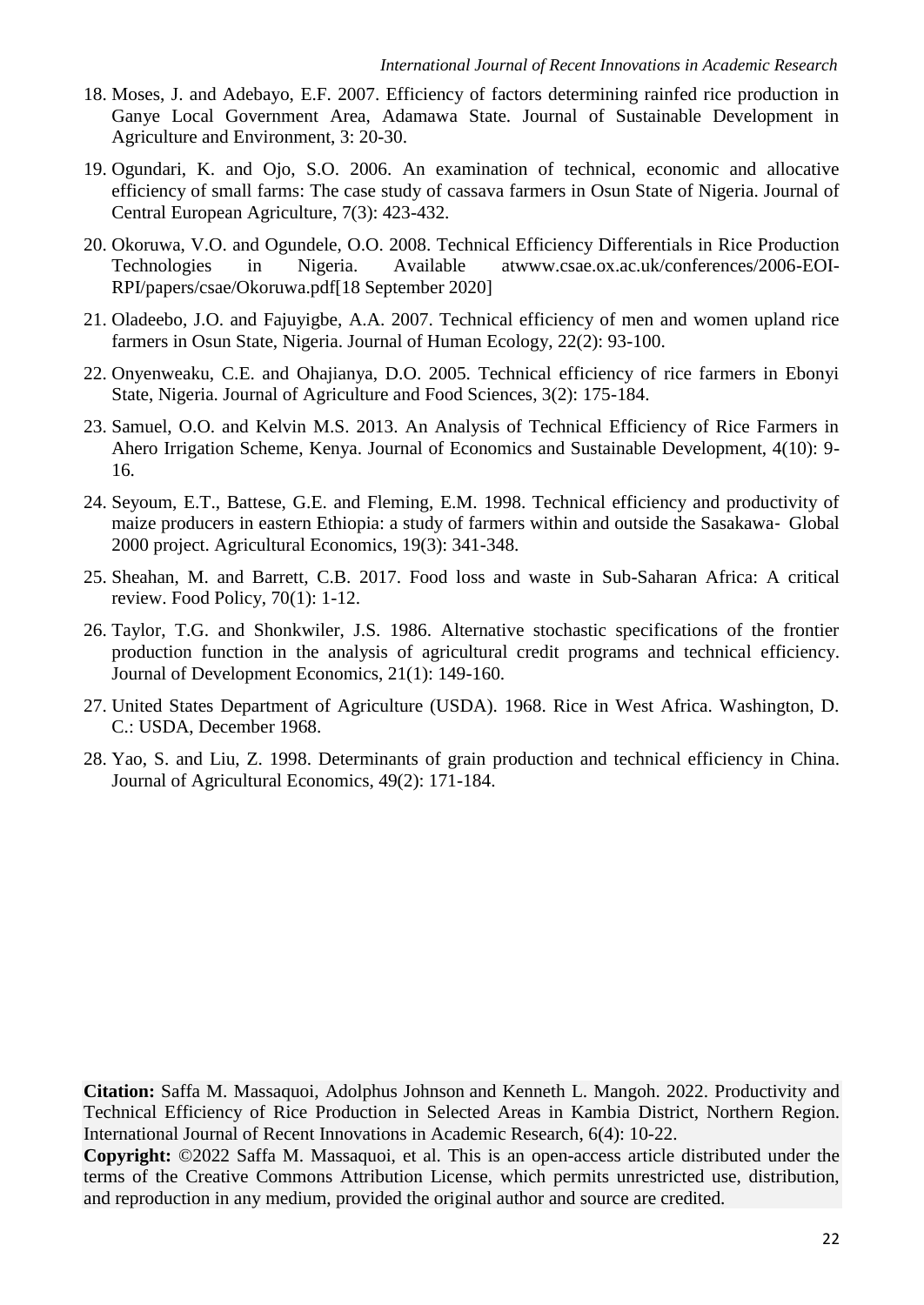18. Moses, J. and Adebayo, E.F. 2007. Efficiency of factors determining rainfed rice production in Ganye Local Government Area, Adamawa State. Journal of Sustainable Development in Agriculture and Environment, 3: 20-30.

19. Ogundari, K. and Ojo, S.O. 2006. An examination of technical, economic and allocative efficiency of small farms: The case study of cassava farmers in Osun State of Nigeria. Journal of Central European Agriculture, 7(3): 423-432.

20. Okoruwa, V.O. and Ogundele, O.O. 2008. Technical Efficiency Differentials in Rice Production Technologies in Nigeria. Available atwww.csae.ox.ac.uk/conferences/2006-EOI-RPI/papers/csae/Okoruwa.pdf[18 September 2020]

21. Oladeebo, J.O. and Fajuyigbe, A.A. 2007. Technical efficiency of men and women upland rice farmers in Osun State, Nigeria. Journal of Human Ecology, 22(2): 93-100.

22. Onyenweaku, C.E. and Ohajianya, D.O. 2005. Technical efficiency of rice farmers in Ebonyi State, Nigeria. Journal of Agriculture and Food Sciences, 3(2): 175-184.

23. Samuel, O.O. and Kelvin M.S. 2013. An Analysis of Technical Efficiency of Rice Farmers in Ahero Irrigation Scheme, Kenya. Journal of Economics and Sustainable Development, 4(10): 9-16.

24. Seyoum, E.T., Battese, G.E. and Fleming, E.M. 1998. Technical efficiency and productivity of maize producers in eastern Ethiopia: a study of farmers within and outside the Sasakawa- Global 2000 project. Agricultural Economics, 19(3): 341-348.

25. Sheahan, M. and Barrett, C.B. 2017. Food loss and waste in Sub-Saharan Africa: A critical review. Food Policy, 70(1): 1-12.

26. Taylor, T.G. and Shonkwiler, J.S. 1986. Alternative stochastic specifications of the frontier production function in the analysis of agricultural credit programs and technical efficiency. Journal of Development Economics, 21(1): 149-160.

27. United States Department of Agriculture (USDA). 1968. Rice in West Africa. Washington, D. C.: USDA, December 1968.

28. Yao, S. and Liu, Z. 1998. Determinants of grain production and technical efficiency in China. Journal of Agricultural Economics, 49(2): 171-184.

**Citation:** Saffa M. Massaquoi, Adolphus Johnson and Kenneth L. Mangoh. 2022. Productivity and Technical Efficiency of Rice Production in Selected Areas in Kambia District, Northern Region. International Journal of Recent Innovations in Academic Research, 6(4): 10-22.

**Copyright:** ©2022 Saffa M. Massaquoi, et al. This is an open-access article distributed under the terms of the Creative Commons Attribution License, which permits unrestricted use, distribution, and reproduction in any medium, provided the original author and source are credited.